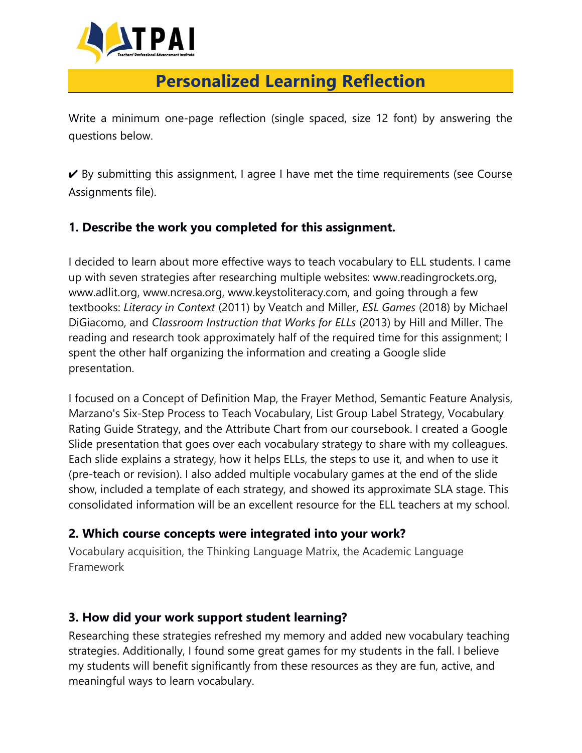TPAI
Teachers' Professional Advancement Institute

# Personalized Learning Reflection

Write a minimum one-page reflection (single spaced, size 12 font) by answering the questions below.

✔ By submitting this assignment, I agree I have met the time requirements (see Course Assignments file).

### 1. Describe the work you completed for this assignment.

I decided to learn about more effective ways to teach vocabulary to ELL students. I came up with seven strategies after researching multiple websites: www.readingrockets.org, www.adlit.org, www.ncresa.org, www.keystoliteracy.com, and going through a few textbooks: *Literacy in Context* (2011) by Veatch and Miller, *ESL Games* (2018) by Michael DiGiacomo, and *Classroom Instruction that Works for ELLs* (2013) by Hill and Miller. The reading and research took approximately half of the required time for this assignment; I spent the other half organizing the information and creating a Google slide presentation.

I focused on a Concept of Definition Map, the Frayer Method, Semantic Feature Analysis, Marzano's Six-Step Process to Teach Vocabulary, List Group Label Strategy, Vocabulary Rating Guide Strategy, and the Attribute Chart from our coursebook. I created a Google Slide presentation that goes over each vocabulary strategy to share with my colleagues. Each slide explains a strategy, how it helps ELLs, the steps to use it, and when to use it (pre-teach or revision). I also added multiple vocabulary games at the end of the slide show, included a template of each strategy, and showed its approximate SLA stage. This consolidated information will be an excellent resource for the ELL teachers at my school.

### 2. Which course concepts were integrated into your work?

Vocabulary acquisition, the Thinking Language Matrix, the Academic Language Framework

### 3. How did your work support student learning?

Researching these strategies refreshed my memory and added new vocabulary teaching strategies. Additionally, I found some great games for my students in the fall. I believe my students will benefit significantly from these resources as they are fun, active, and meaningful ways to learn vocabulary.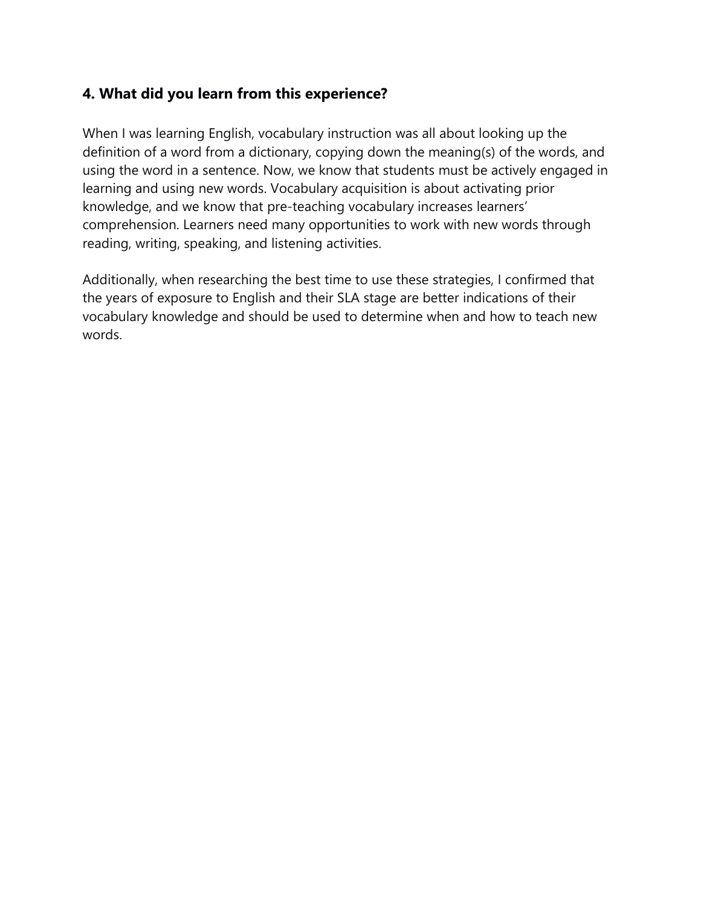### 4. What did you learn from this experience?

When I was learning English, vocabulary instruction was all about looking up the definition of a word from a dictionary, copying down the meaning(s) of the words, and using the word in a sentence. Now, we know that students must be actively engaged in learning and using new words. Vocabulary acquisition is about activating prior knowledge, and we know that pre-teaching vocabulary increases learners' comprehension. Learners need many opportunities to work with new words through reading, writing, speaking, and listening activities.

Additionally, when researching the best time to use these strategies, I confirmed that the years of exposure to English and their SLA stage are better indications of their vocabulary knowledge and should be used to determine when and how to teach new words.